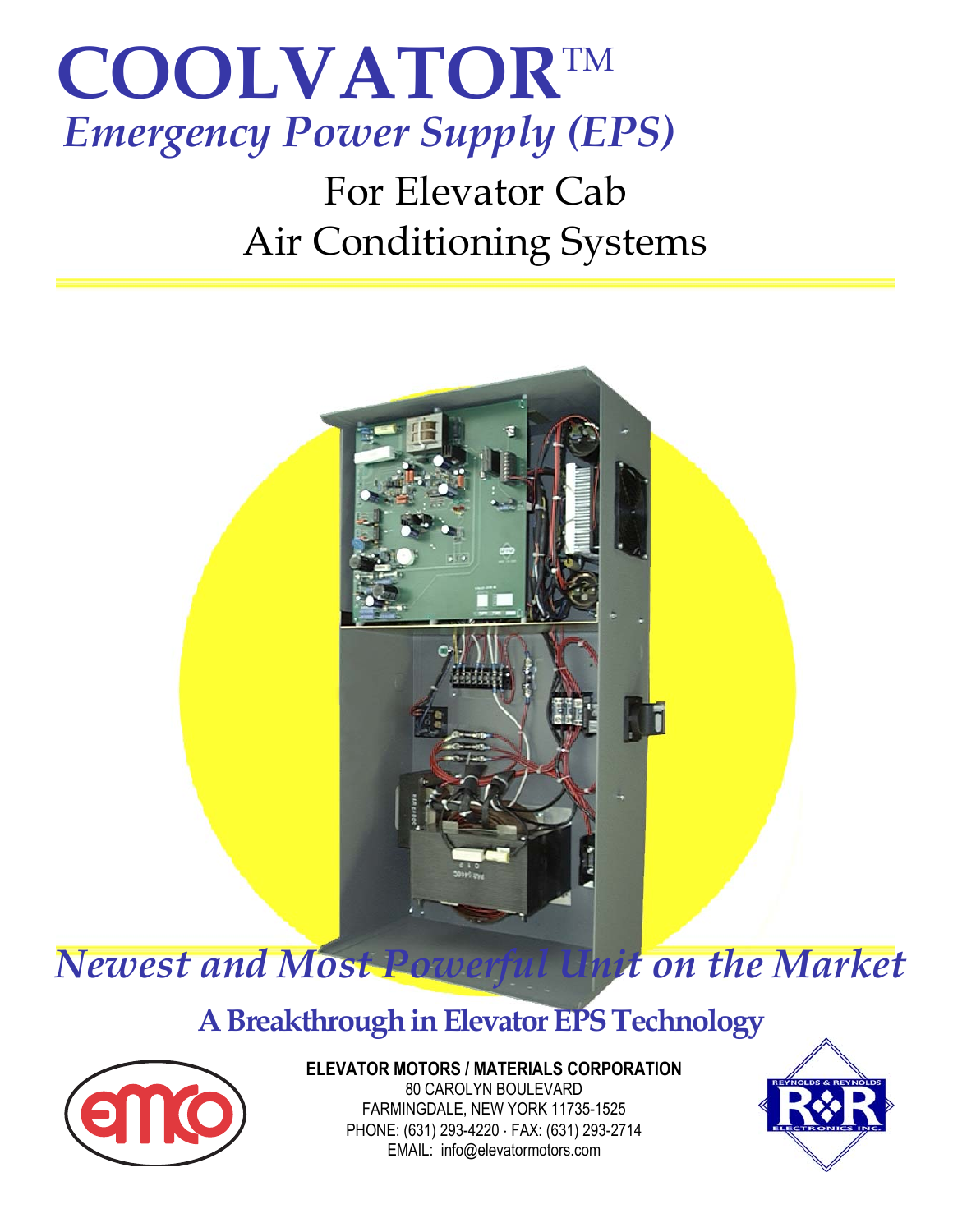# COOLVATOR™

## *Emergency Power Supply (EPS)*

## For Elevator Cab Air Conditioning Systems

## *Newest and Most Powerful Unit on the Market*

### A Breakthrough in Elevator EPS Technology

**ELEVATOR MOTORS / MATERIALS CORPORATION**
80 CAROLYN BOULEVARD
FARMINGDALE, NEW YORK 11735-1525
PHONE: (631) 293-4220 · FAX: (631) 293-2714
EMAIL: info@elevatormotors.com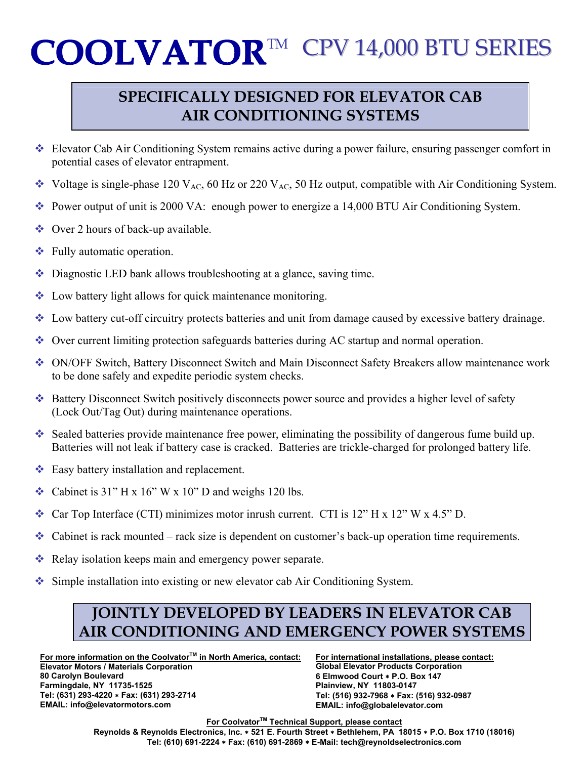# COOLVATOR™ CPV 14,000 BTU SERIES

## SPECIFICALLY DESIGNED FOR ELEVATOR CAB AIR CONDITIONING SYSTEMS

- Elevator Cab Air Conditioning System remains active during a power failure, ensuring passenger comfort in potential cases of elevator entrapment.
- Voltage is single-phase 120 $V_{AC}$, 60 Hz or 220 $V_{AC}$, 50 Hz output, compatible with Air Conditioning System.
- Power output of unit is 2000 VA: enough power to energize a 14,000 BTU Air Conditioning System.
- Over 2 hours of back-up available.
- Fully automatic operation.
- Diagnostic LED bank allows troubleshooting at a glance, saving time.
- Low battery light allows for quick maintenance monitoring.
- Low battery cut-off circuitry protects batteries and unit from damage caused by excessive battery drainage.
- Over current limiting protection safeguards batteries during AC startup and normal operation.
- ON/OFF Switch, Battery Disconnect Switch and Main Disconnect Safety Breakers allow maintenance work to be done safely and expedite periodic system checks.
- Battery Disconnect Switch positively disconnects power source and provides a higher level of safety (Lock Out/Tag Out) during maintenance operations.
- Sealed batteries provide maintenance free power, eliminating the possibility of dangerous fume build up. Batteries will not leak if battery case is cracked. Batteries are trickle-charged for prolonged battery life.
- Easy battery installation and replacement.
- Cabinet is 31" H x 16" W x 10" D and weighs 120 lbs.
- Car Top Interface (CTI) minimizes motor inrush current. CTI is 12" H x 12" W x 4.5" D.
- Cabinet is rack mounted – rack size is dependent on customer's back-up operation time requirements.
- Relay isolation keeps main and emergency power separate.
- Simple installation into existing or new elevator cab Air Conditioning System.

## JOINTLY DEVELOPED BY LEADERS IN ELEVATOR CAB AIR CONDITIONING AND EMERGENCY POWER SYSTEMS

**For more information on the Coolvator™ in North America, contact:**
**Elevator Motors / Materials Corporation**
**80 Carolyn Boulevard**
**Farmingdale, NY 11735-1525**
**Tel: (631) 293-4220 * Fax: (631) 293-2714**
**EMAIL: info@elevatormotors.com**

**For international installations, please contact:**
**Global Elevator Products Corporation**
**6 Elmwood Court * P.O. Box 147**
**Plainview, NY 11803-0147**
**Tel: (516) 932-7968 * Fax: (516) 932-0987**
**EMAIL: info@globalelevator.com**

**For Coolvator™ Technical Support, please contact**
**Reynolds & Reynolds Electronics, Inc. * 521 E. Fourth Street * Bethlehem, PA 18015 * P.O. Box 1710 (18016)**
**Tel: (610) 691-2224 * Fax: (610) 691-2869 * E-Mail: tech@reynoldselectronics.com**